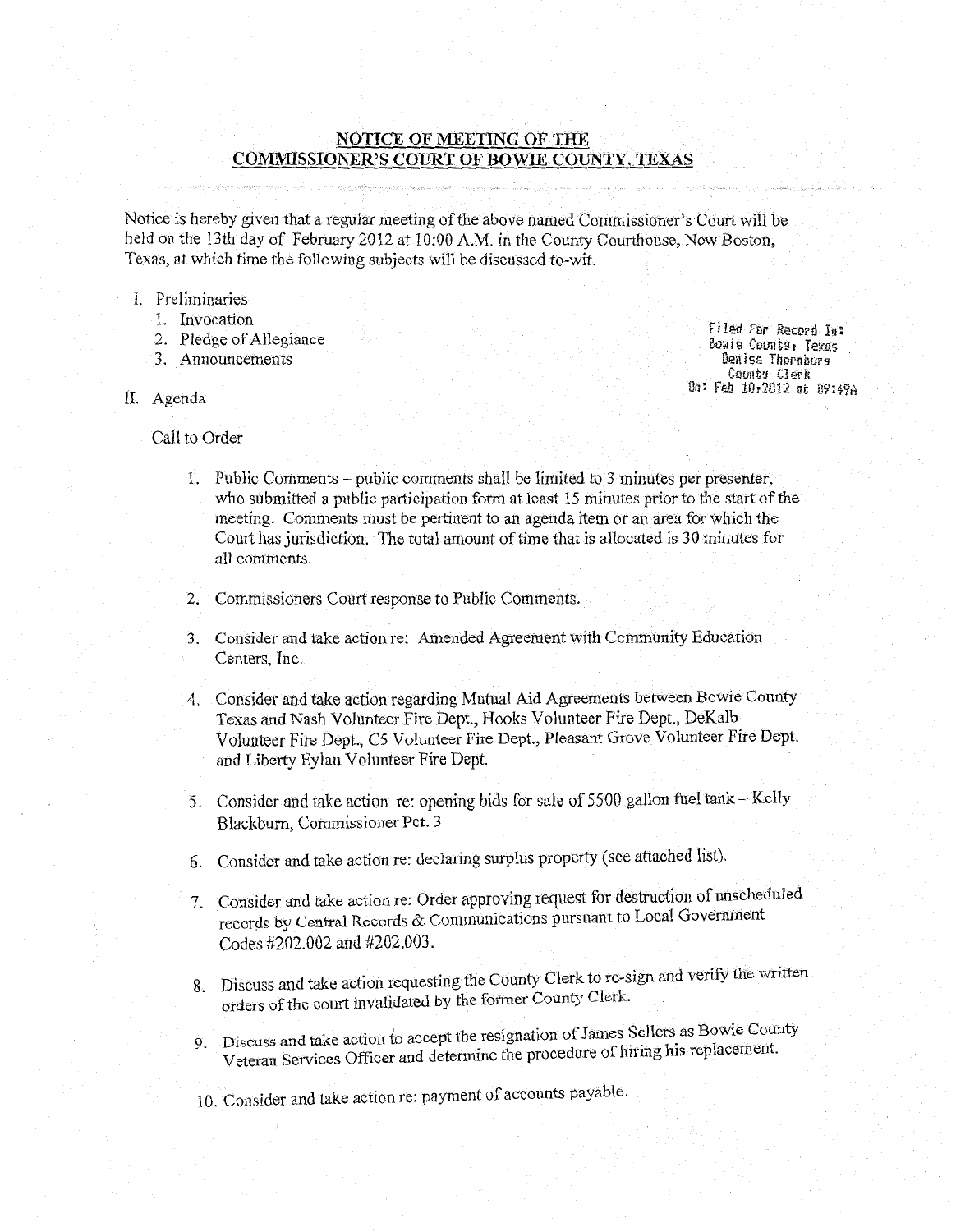# NOTICE OF MEETING OF THE COMMISSIONER'S COURT OF BOWIE COUNTY, TEXAS

Notice is hereby given that a regular meeting of the above named Commissioner's Court will be held on the 13th day of February 2012 at 10:00 A.M. in the County Courthouse, New Boston, Texas, at which time the following subjects will be discussed to-wit.

Filed For Record In:
Bowie County, Texas
Denise Thornburg
County Clerk
On: Feb 10,2012 at 09:49A

I. Preliminaries
   1. Invocation
   2. Pledge of Allegiance
   3. Announcements

II. Agenda

   Call to Order

   1. Public Comments – public comments shall be limited to 3 minutes per presenter, who submitted a public participation form at least 15 minutes prior to the start of the meeting. Comments must be pertinent to an agenda item or an area for which the Court has jurisdiction. The total amount of time that is allocated is 30 minutes for all comments.

   2. Commissioners Court response to Public Comments.

   3. Consider and take action re: Amended Agreement with Community Education Centers, Inc.

   4. Consider and take action regarding Mutual Aid Agreements between Bowie County Texas and Nash Volunteer Fire Dept., Hooks Volunteer Fire Dept., DeKalb Volunteer Fire Dept., C5 Volunteer Fire Dept., Pleasant Grove Volunteer Fire Dept. and Liberty Eylau Volunteer Fire Dept.

   5. Consider and take action re: opening bids for sale of 5500 gallon fuel tank – Kelly Blackburn, Commissioner Pct. 3

   6. Consider and take action re: declaring surplus property (see attached list).

   7. Consider and take action re: Order approving request for destruction of unscheduled records by Central Records & Communications pursuant to Local Government Codes #202.002 and #202.003.

   8. Discuss and take action requesting the County Clerk to re-sign and verify the written orders of the court invalidated by the former County Clerk.

   9. Discuss and take action to accept the resignation of James Sellers as Bowie County Veteran Services Officer and determine the procedure of hiring his replacement.

   10. Consider and take action re: payment of accounts payable.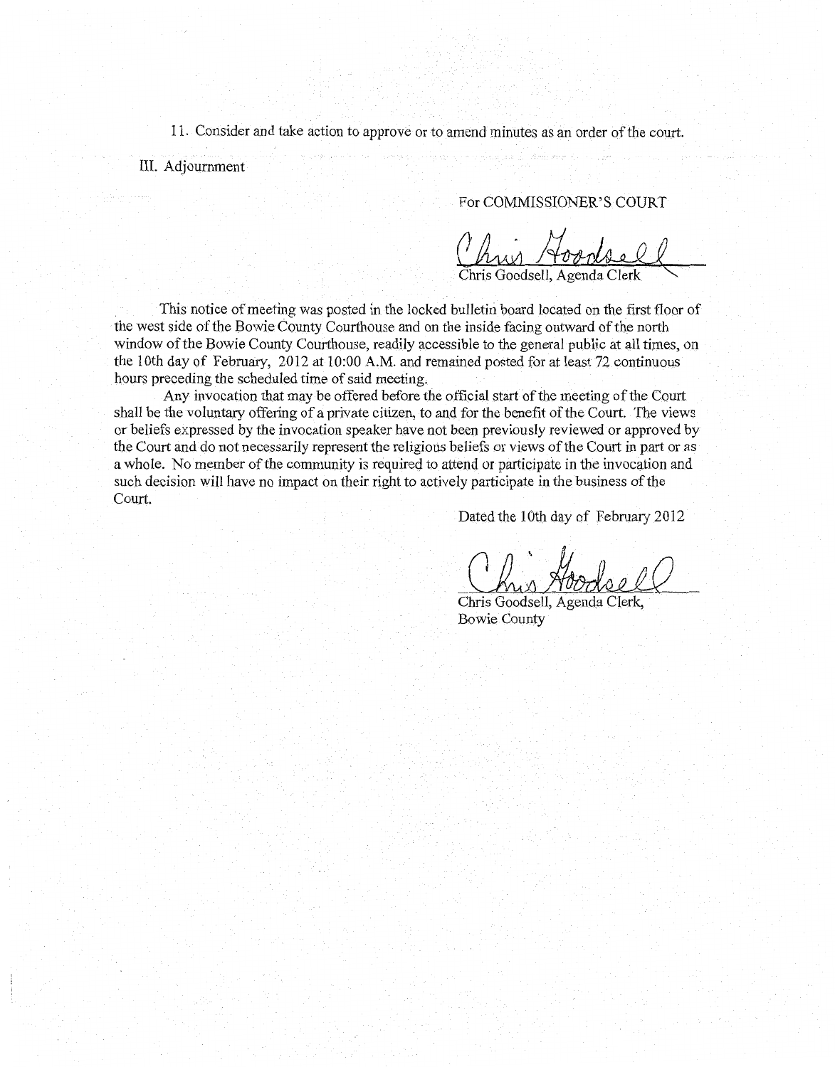11. Consider and take action to approve or to amend minutes as an order of the court.

III. Adjournment

For COMMISSIONER'S COURT

Chris Goodsell

Chris Goodsell, Agenda Clerk

This notice of meeting was posted in the locked bulletin board located on the first floor of the west side of the Bowie County Courthouse and on the inside facing outward of the north window of the Bowie County Courthouse, readily accessible to the general public at all times, on the 10th day of February, 2012 at 10:00 A.M. and remained posted for at least 72 continuous hours preceding the scheduled time of said meeting.

Any invocation that may be offered before the official start of the meeting of the Court shall be the voluntary offering of a private citizen, to and for the benefit of the Court. The views or beliefs expressed by the invocation speaker have not been previously reviewed or approved by the Court and do not necessarily represent the religious beliefs or views of the Court in part or as a whole. No member of the community is required to attend or participate in the invocation and such decision will have no impact on their right to actively participate in the business of the Court.

Dated the 10th day of February 2012

Chris Goodsell

Chris Goodsell, Agenda Clerk,
Bowie County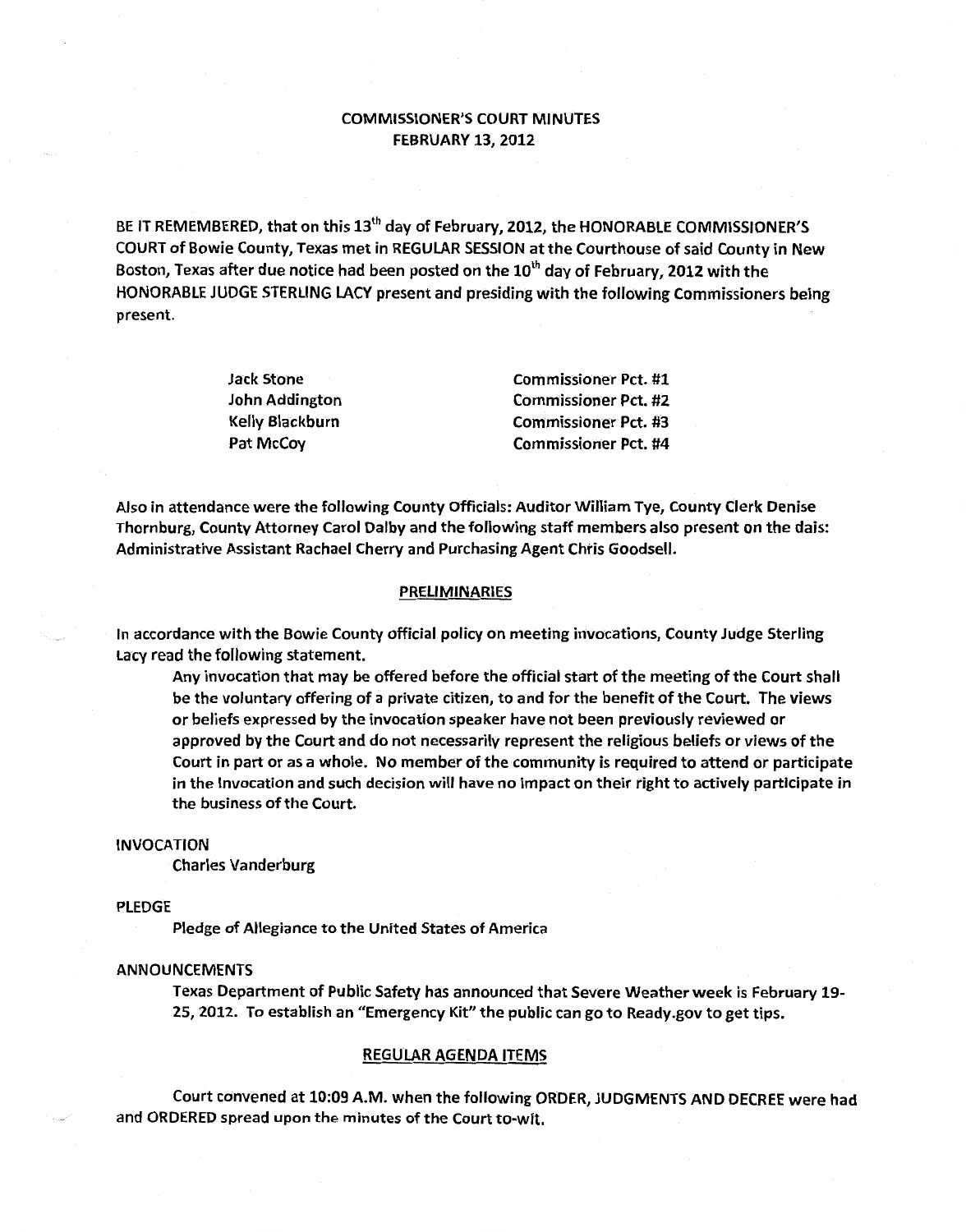# COMMISSIONER'S COURT MINUTES
## FEBRUARY 13, 2012

BE IT REMEMBERED, that on this 13th day of February, 2012, the HONORABLE COMMISSIONER'S COURT of Bowie County, Texas met in REGULAR SESSION at the Courthouse of said County in New Boston, Texas after due notice had been posted on the 10th day of February, 2012 with the HONORABLE JUDGE STERLING LACY present and presiding with the following Commissioners being present.

| | |
|---|---|
| Jack Stone | Commissioner Pct. #1 |
| John Addington | Commissioner Pct. #2 |
| Kelly Blackburn | Commissioner Pct. #3 |
| Pat McCoy | Commissioner Pct. #4 |

Also in attendance were the following County Officials: Auditor William Tye, County Clerk Denise Thornburg, County Attorney Carol Dalby and the following staff members also present on the dais: Administrative Assistant Rachael Cherry and Purchasing Agent Chris Goodsell.

### PRELIMINARIES

In accordance with the Bowie County official policy on meeting invocations, County Judge Sterling Lacy read the following statement.

> Any invocation that may be offered before the official start of the meeting of the Court shall be the voluntary offering of a private citizen, to and for the benefit of the Court. The views or beliefs expressed by the invocation speaker have not been previously reviewed or approved by the Court and do not necessarily represent the religious beliefs or views of the Court in part or as a whole. No member of the community is required to attend or participate in the Invocation and such decision will have no impact on their right to actively participate in the business of the Court.

INVOCATION

Charles Vanderburg

PLEDGE

Pledge of Allegiance to the United States of America

ANNOUNCEMENTS

Texas Department of Public Safety has announced that Severe Weather week is February 19-25, 2012. To establish an "Emergency Kit" the public can go to Ready.gov to get tips.

### REGULAR AGENDA ITEMS

Court convened at 10:09 A.M. when the following ORDER, JUDGMENTS AND DECREE were had and ORDERED spread upon the minutes of the Court to-wit.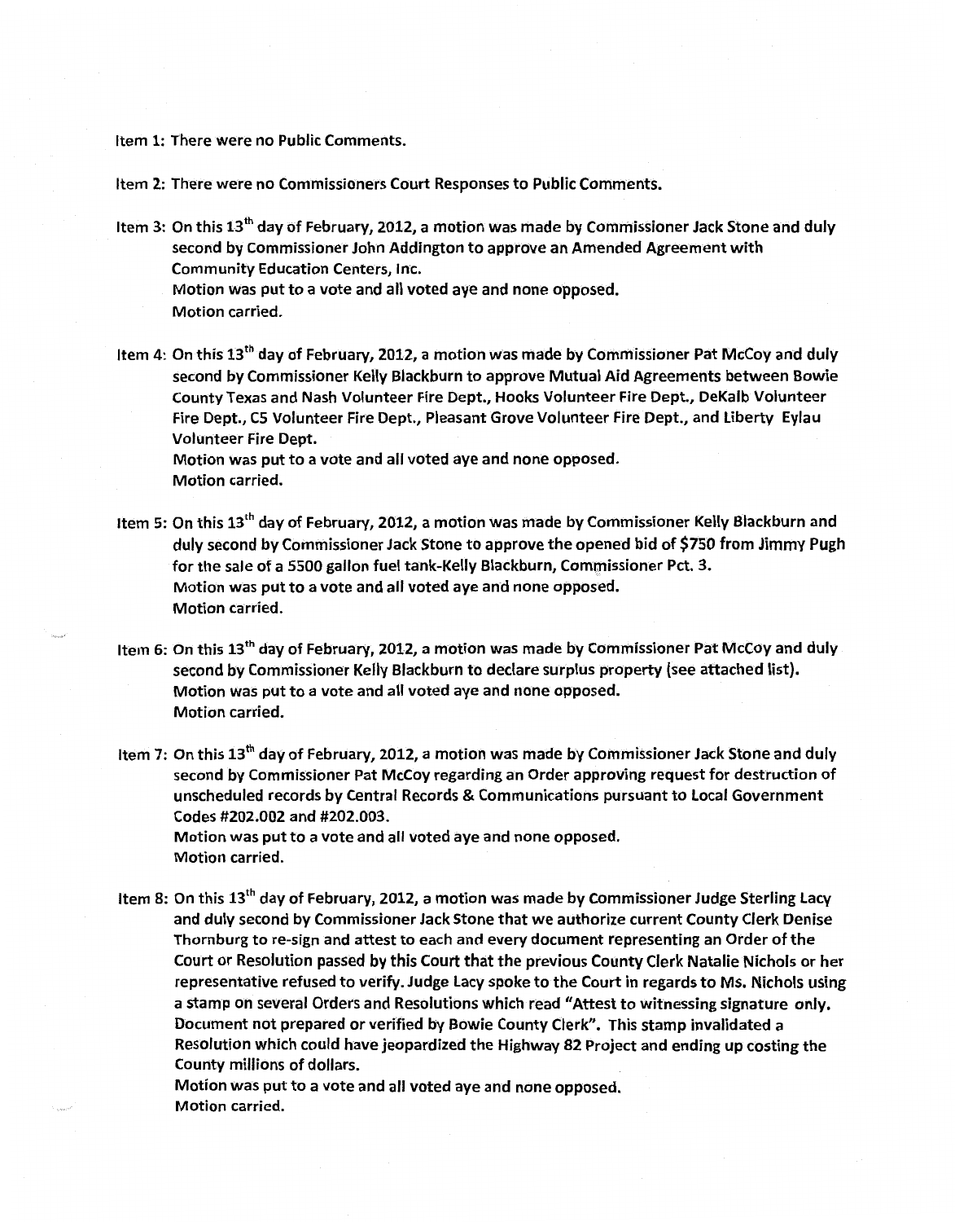Item 1: There were no Public Comments.

Item 2: There were no Commissioners Court Responses to Public Comments.

Item 3: On this 13th day of February, 2012, a motion was made by Commissioner Jack Stone and duly second by Commissioner John Addington to approve an Amended Agreement with Community Education Centers, Inc.
Motion was put to a vote and all voted aye and none opposed.
Motion carried.

Item 4: On this 13th day of February, 2012, a motion was made by Commissioner Pat McCoy and duly second by Commissioner Kelly Blackburn to approve Mutual Aid Agreements between Bowie County Texas and Nash Volunteer Fire Dept., Hooks Volunteer Fire Dept., DeKalb Volunteer Fire Dept., C5 Volunteer Fire Dept., Pleasant Grove Volunteer Fire Dept., and Liberty Eylau Volunteer Fire Dept.
Motion was put to a vote and all voted aye and none opposed.
Motion carried.

Item 5: On this 13th day of February, 2012, a motion was made by Commissioner Kelly Blackburn and duly second by Commissioner Jack Stone to approve the opened bid of $750 from Jimmy Pugh for the sale of a 5500 gallon fuel tank-Kelly Blackburn, Commissioner Pct. 3.
Motion was put to a vote and all voted aye and none opposed.
Motion carried.

Item 6: On this 13th day of February, 2012, a motion was made by Commissioner Pat McCoy and duly second by Commissioner Kelly Blackburn to declare surplus property (see attached list).
Motion was put to a vote and all voted aye and none opposed.
Motion carried.

Item 7: On this 13th day of February, 2012, a motion was made by Commissioner Jack Stone and duly second by Commissioner Pat McCoy regarding an Order approving request for destruction of unscheduled records by Central Records & Communications pursuant to Local Government Codes #202.002 and #202.003.
Motion was put to a vote and all voted aye and none opposed.
Motion carried.

Item 8: On this 13th day of February, 2012, a motion was made by Commissioner Judge Sterling Lacy and duly second by Commissioner Jack Stone that we authorize current County Clerk Denise Thornburg to re-sign and attest to each and every document representing an Order of the Court or Resolution passed by this Court that the previous County Clerk Natalie Nichols or her representative refused to verify. Judge Lacy spoke to the Court in regards to Ms. Nichols using a stamp on several Orders and Resolutions which read "Attest to witnessing signature only. Document not prepared or verified by Bowie County Clerk". This stamp invalidated a Resolution which could have jeopardized the Highway 82 Project and ending up costing the County millions of dollars.
Motion was put to a vote and all voted aye and none opposed.
Motion carried.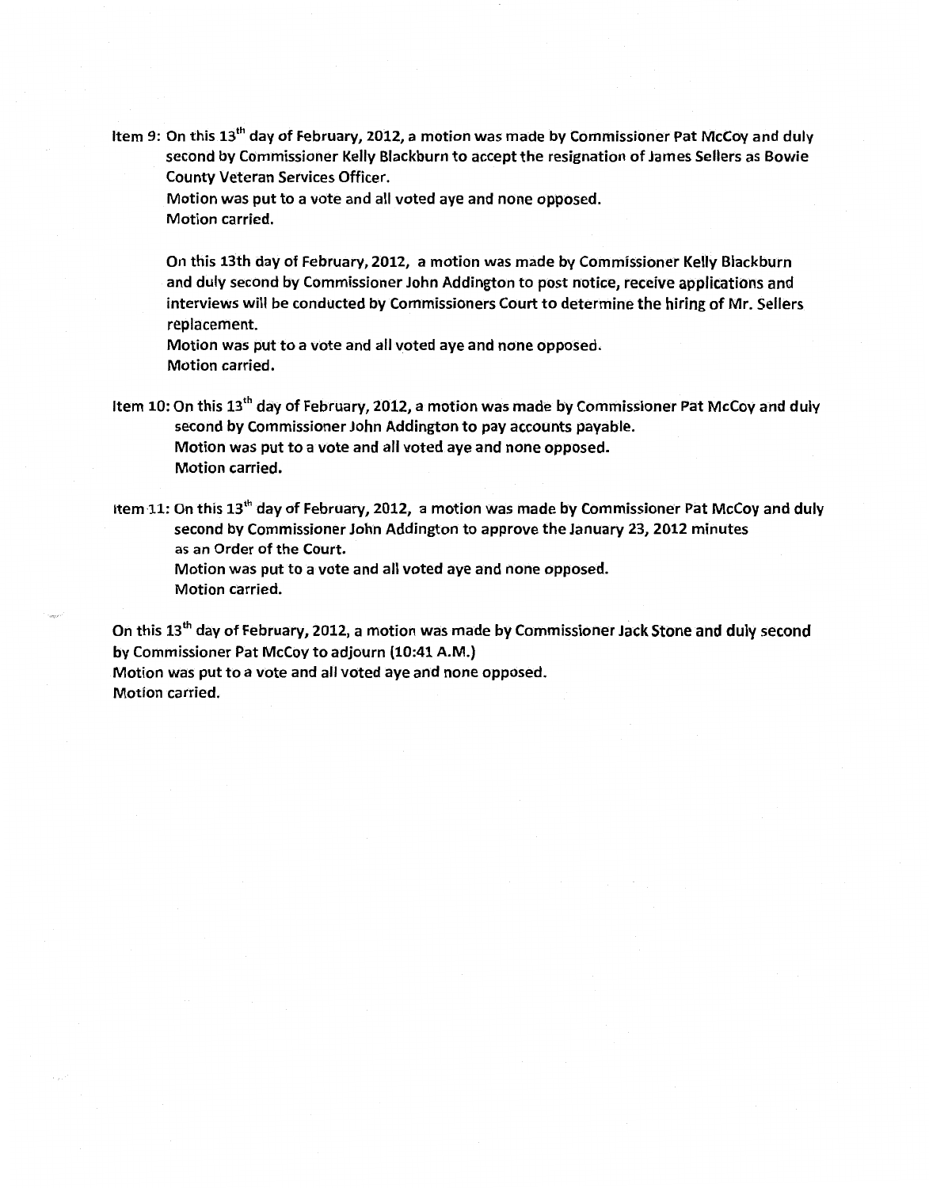Item 9: On this 13th day of February, 2012, a motion was made by Commissioner Pat McCoy and duly second by Commissioner Kelly Blackburn to accept the resignation of James Sellers as Bowie County Veteran Services Officer.
Motion was put to a vote and all voted aye and none opposed.
Motion carried.

On this 13th day of February, 2012, a motion was made by Commissioner Kelly Blackburn and duly second by Commissioner John Addington to post notice, receive applications and interviews will be conducted by Commissioners Court to determine the hiring of Mr. Sellers replacement.
Motion was put to a vote and all voted aye and none opposed.
Motion carried.

Item 10: On this 13th day of February, 2012, a motion was made by Commissioner Pat McCoy and duly second by Commissioner John Addington to pay accounts payable.
Motion was put to a vote and all voted aye and none opposed.
Motion carried.

Item 11: On this 13th day of February, 2012, a motion was made by Commissioner Pat McCoy and duly second by Commissioner John Addington to approve the January 23, 2012 minutes as an Order of the Court.
Motion was put to a vote and all voted aye and none opposed.
Motion carried.

On this 13th day of February, 2012, a motion was made by Commissioner Jack Stone and duly second by Commissioner Pat McCoy to adjourn (10:41 A.M.)
Motion was put to a vote and all voted aye and none opposed.
Motion carried.